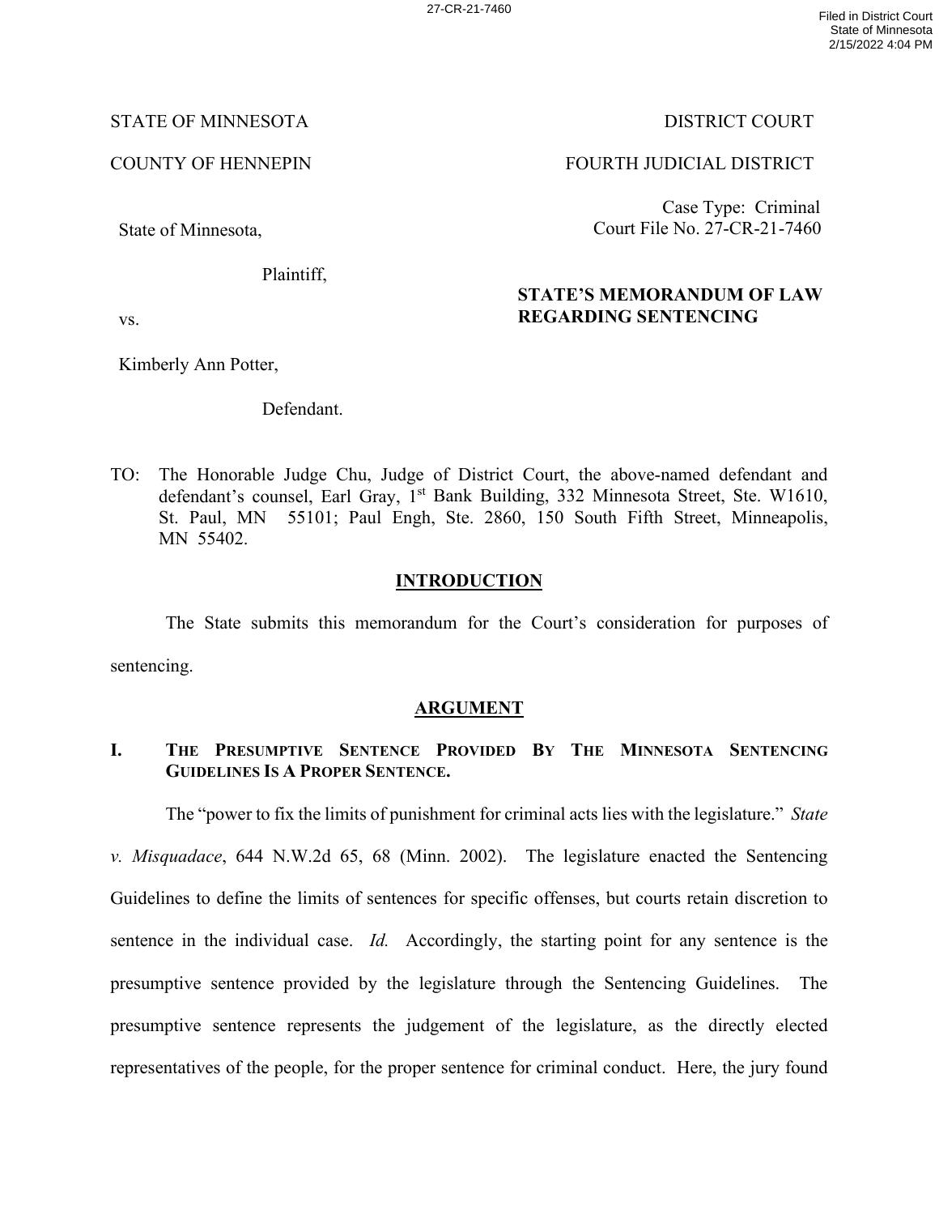STATE OF MINNESOTA — DISTRICT COURT

COUNTY OF HENNEPIN — FOURTH JUDICIAL DISTRICT

Case Type: Criminal
Court File No. 27-CR-21-7460

State of Minnesota,

Plaintiff,

vs.

Kimberly Ann Potter,

Defendant.

**STATE'S MEMORANDUM OF LAW REGARDING SENTENCING**

TO: The Honorable Judge Chu, Judge of District Court, the above-named defendant and defendant's counsel, Earl Gray, 1st Bank Building, 332 Minnesota Street, Ste. W1610, St. Paul, MN 55101; Paul Engh, Ste. 2860, 150 South Fifth Street, Minneapolis, MN 55402.

## INTRODUCTION

The State submits this memorandum for the Court's consideration for purposes of sentencing.

## ARGUMENT

### I. THE PRESUMPTIVE SENTENCE PROVIDED BY THE MINNESOTA SENTENCING GUIDELINES IS A PROPER SENTENCE.

The "power to fix the limits of punishment for criminal acts lies with the legislature." *State v. Misquadace*, 644 N.W.2d 65, 68 (Minn. 2002). The legislature enacted the Sentencing Guidelines to define the limits of sentences for specific offenses, but courts retain discretion to sentence in the individual case. *Id.* Accordingly, the starting point for any sentence is the presumptive sentence provided by the legislature through the Sentencing Guidelines. The presumptive sentence represents the judgement of the legislature, as the directly elected representatives of the people, for the proper sentence for criminal conduct. Here, the jury found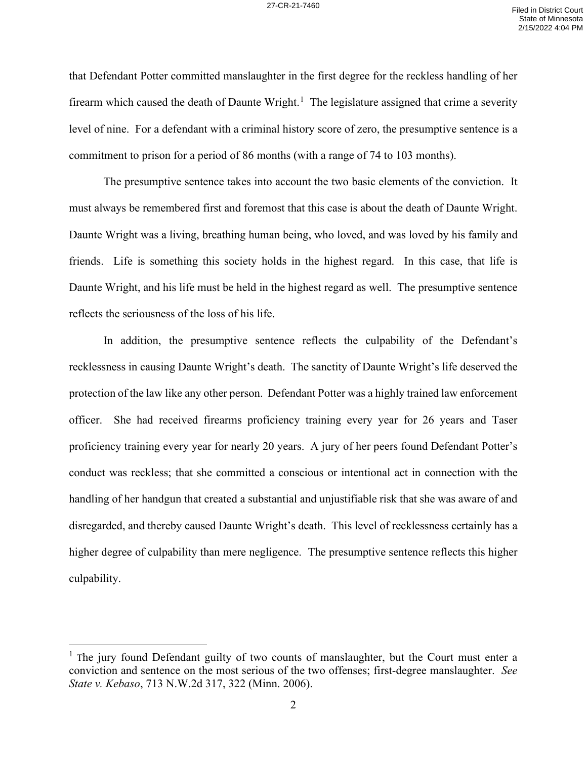that Defendant Potter committed manslaughter in the first degree for the reckless handling of her firearm which caused the death of Daunte Wright.[1] The legislature assigned that crime a severity level of nine. For a defendant with a criminal history score of zero, the presumptive sentence is a commitment to prison for a period of 86 months (with a range of 74 to 103 months).

The presumptive sentence takes into account the two basic elements of the conviction. It must always be remembered first and foremost that this case is about the death of Daunte Wright. Daunte Wright was a living, breathing human being, who loved, and was loved by his family and friends. Life is something this society holds in the highest regard. In this case, that life is Daunte Wright, and his life must be held in the highest regard as well. The presumptive sentence reflects the seriousness of the loss of his life.

In addition, the presumptive sentence reflects the culpability of the Defendant's recklessness in causing Daunte Wright's death. The sanctity of Daunte Wright's life deserved the protection of the law like any other person. Defendant Potter was a highly trained law enforcement officer. She had received firearms proficiency training every year for 26 years and Taser proficiency training every year for nearly 20 years. A jury of her peers found Defendant Potter's conduct was reckless; that she committed a conscious or intentional act in connection with the handling of her handgun that created a substantial and unjustifiable risk that she was aware of and disregarded, and thereby caused Daunte Wright's death. This level of recklessness certainly has a higher degree of culpability than mere negligence. The presumptive sentence reflects this higher culpability.

---

[1] The jury found Defendant guilty of two counts of manslaughter, but the Court must enter a conviction and sentence on the most serious of the two offenses; first-degree manslaughter. *See State v. Kebaso*, 713 N.W.2d 317, 322 (Minn. 2006).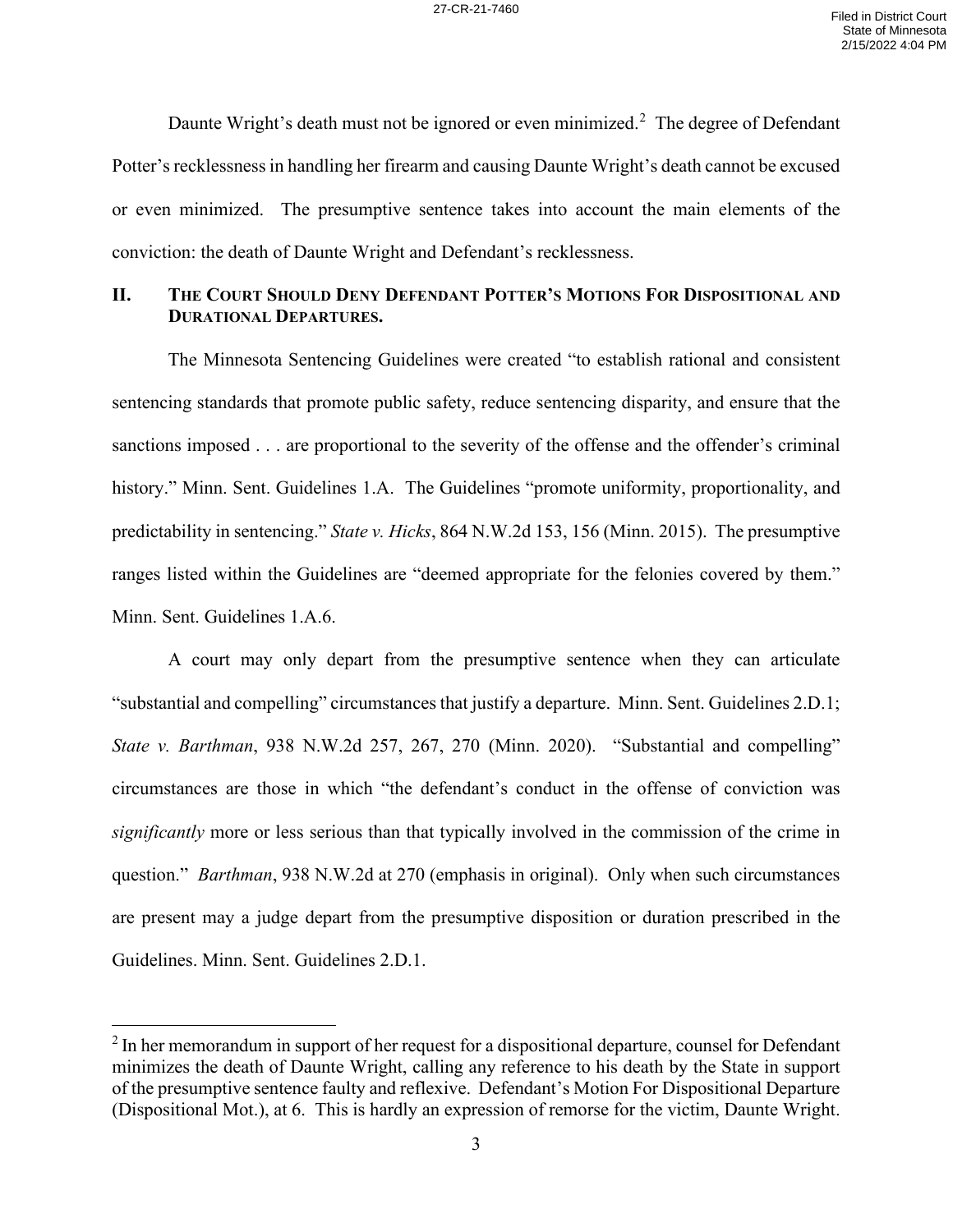Daunte Wright's death must not be ignored or even minimized.[2] The degree of Defendant Potter's recklessness in handling her firearm and causing Daunte Wright's death cannot be excused or even minimized. The presumptive sentence takes into account the main elements of the conviction: the death of Daunte Wright and Defendant's recklessness.

## II. The Court Should Deny Defendant Potter's Motions For Dispositional and Durational Departures.

The Minnesota Sentencing Guidelines were created "to establish rational and consistent sentencing standards that promote public safety, reduce sentencing disparity, and ensure that the sanctions imposed . . . are proportional to the severity of the offense and the offender's criminal history." Minn. Sent. Guidelines 1.A. The Guidelines "promote uniformity, proportionality, and predictability in sentencing." *State v. Hicks*, 864 N.W.2d 153, 156 (Minn. 2015). The presumptive ranges listed within the Guidelines are "deemed appropriate for the felonies covered by them." Minn. Sent. Guidelines 1.A.6.

A court may only depart from the presumptive sentence when they can articulate "substantial and compelling" circumstances that justify a departure. Minn. Sent. Guidelines 2.D.1; *State v. Barthman*, 938 N.W.2d 257, 267, 270 (Minn. 2020). "Substantial and compelling" circumstances are those in which "the defendant's conduct in the offense of conviction was *significantly* more or less serious than that typically involved in the commission of the crime in question." *Barthman*, 938 N.W.2d at 270 (emphasis in original). Only when such circumstances are present may a judge depart from the presumptive disposition or duration prescribed in the Guidelines. Minn. Sent. Guidelines 2.D.1.

---

[2] In her memorandum in support of her request for a dispositional departure, counsel for Defendant minimizes the death of Daunte Wright, calling any reference to his death by the State in support of the presumptive sentence faulty and reflexive. Defendant's Motion For Dispositional Departure (Dispositional Mot.), at 6. This is hardly an expression of remorse for the victim, Daunte Wright.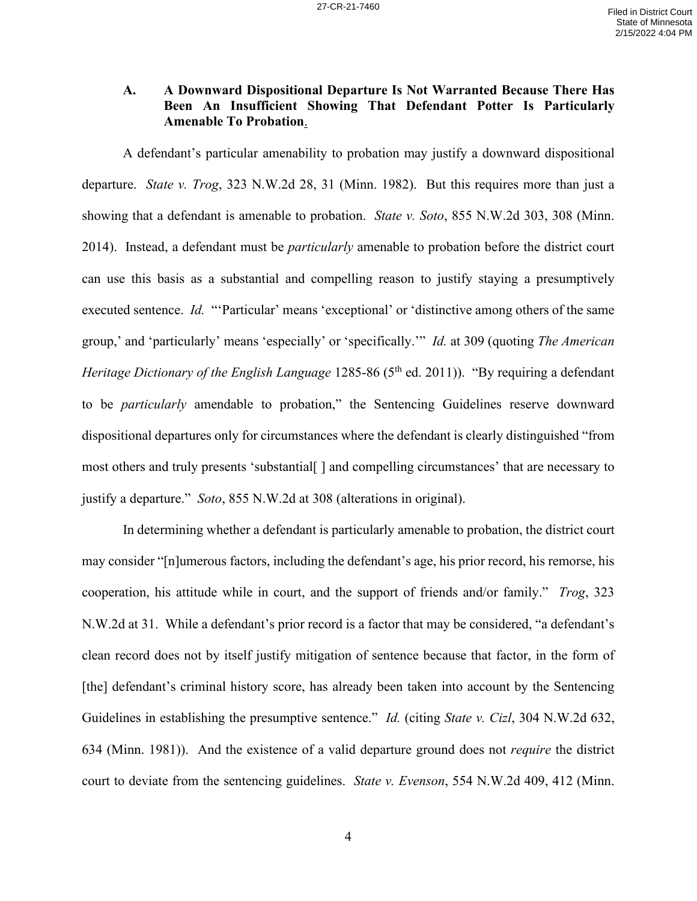**A. A Downward Dispositional Departure Is Not Warranted Because There Has Been An Insufficient Showing That Defendant Potter Is Particularly Amenable To Probation.**

A defendant's particular amenability to probation may justify a downward dispositional departure. *State v. Trog*, 323 N.W.2d 28, 31 (Minn. 1982). But this requires more than just a showing that a defendant is amenable to probation. *State v. Soto*, 855 N.W.2d 303, 308 (Minn. 2014). Instead, a defendant must be *particularly* amenable to probation before the district court can use this basis as a substantial and compelling reason to justify staying a presumptively executed sentence. *Id.* "'Particular' means 'exceptional' or 'distinctive among others of the same group,' and 'particularly' means 'especially' or 'specifically.'" *Id.* at 309 (quoting *The American Heritage Dictionary of the English Language* 1285-86 (5th ed. 2011)). "By requiring a defendant to be *particularly* amendable to probation," the Sentencing Guidelines reserve downward dispositional departures only for circumstances where the defendant is clearly distinguished "from most others and truly presents 'substantial[ ] and compelling circumstances' that are necessary to justify a departure." *Soto*, 855 N.W.2d at 308 (alterations in original).

In determining whether a defendant is particularly amenable to probation, the district court may consider "[n]umerous factors, including the defendant's age, his prior record, his remorse, his cooperation, his attitude while in court, and the support of friends and/or family." *Trog*, 323 N.W.2d at 31. While a defendant's prior record is a factor that may be considered, "a defendant's clean record does not by itself justify mitigation of sentence because that factor, in the form of [the] defendant's criminal history score, has already been taken into account by the Sentencing Guidelines in establishing the presumptive sentence." *Id.* (citing *State v. Cizl*, 304 N.W.2d 632, 634 (Minn. 1981)). And the existence of a valid departure ground does not *require* the district court to deviate from the sentencing guidelines. *State v. Evenson*, 554 N.W.2d 409, 412 (Minn.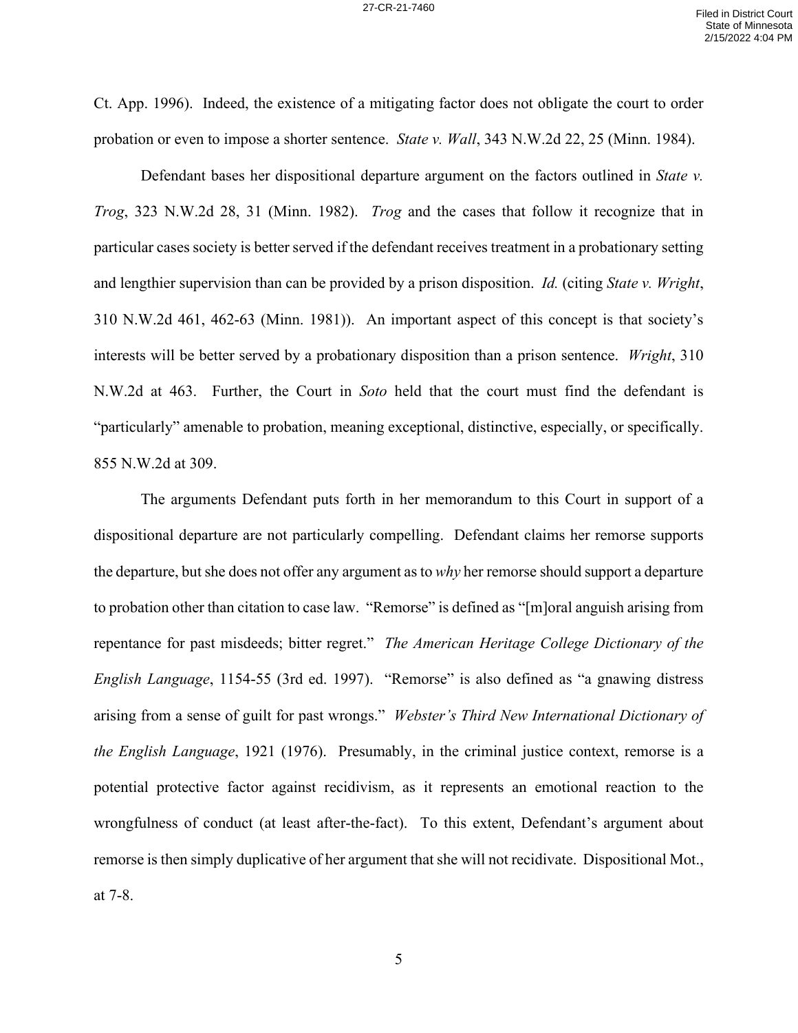Ct. App. 1996). Indeed, the existence of a mitigating factor does not obligate the court to order probation or even to impose a shorter sentence. *State v. Wall*, 343 N.W.2d 22, 25 (Minn. 1984).

Defendant bases her dispositional departure argument on the factors outlined in *State v. Trog*, 323 N.W.2d 28, 31 (Minn. 1982). *Trog* and the cases that follow it recognize that in particular cases society is better served if the defendant receives treatment in a probationary setting and lengthier supervision than can be provided by a prison disposition. *Id.* (citing *State v. Wright*, 310 N.W.2d 461, 462-63 (Minn. 1981)). An important aspect of this concept is that society's interests will be better served by a probationary disposition than a prison sentence. *Wright*, 310 N.W.2d at 463. Further, the Court in *Soto* held that the court must find the defendant is "particularly" amenable to probation, meaning exceptional, distinctive, especially, or specifically. 855 N.W.2d at 309.

The arguments Defendant puts forth in her memorandum to this Court in support of a dispositional departure are not particularly compelling. Defendant claims her remorse supports the departure, but she does not offer any argument as to *why* her remorse should support a departure to probation other than citation to case law. "Remorse" is defined as "[m]oral anguish arising from repentance for past misdeeds; bitter regret." *The American Heritage College Dictionary of the English Language*, 1154-55 (3rd ed. 1997). "Remorse" is also defined as "a gnawing distress arising from a sense of guilt for past wrongs." *Webster's Third New International Dictionary of the English Language*, 1921 (1976). Presumably, in the criminal justice context, remorse is a potential protective factor against recidivism, as it represents an emotional reaction to the wrongfulness of conduct (at least after-the-fact). To this extent, Defendant's argument about remorse is then simply duplicative of her argument that she will not recidivate. Dispositional Mot., at 7-8.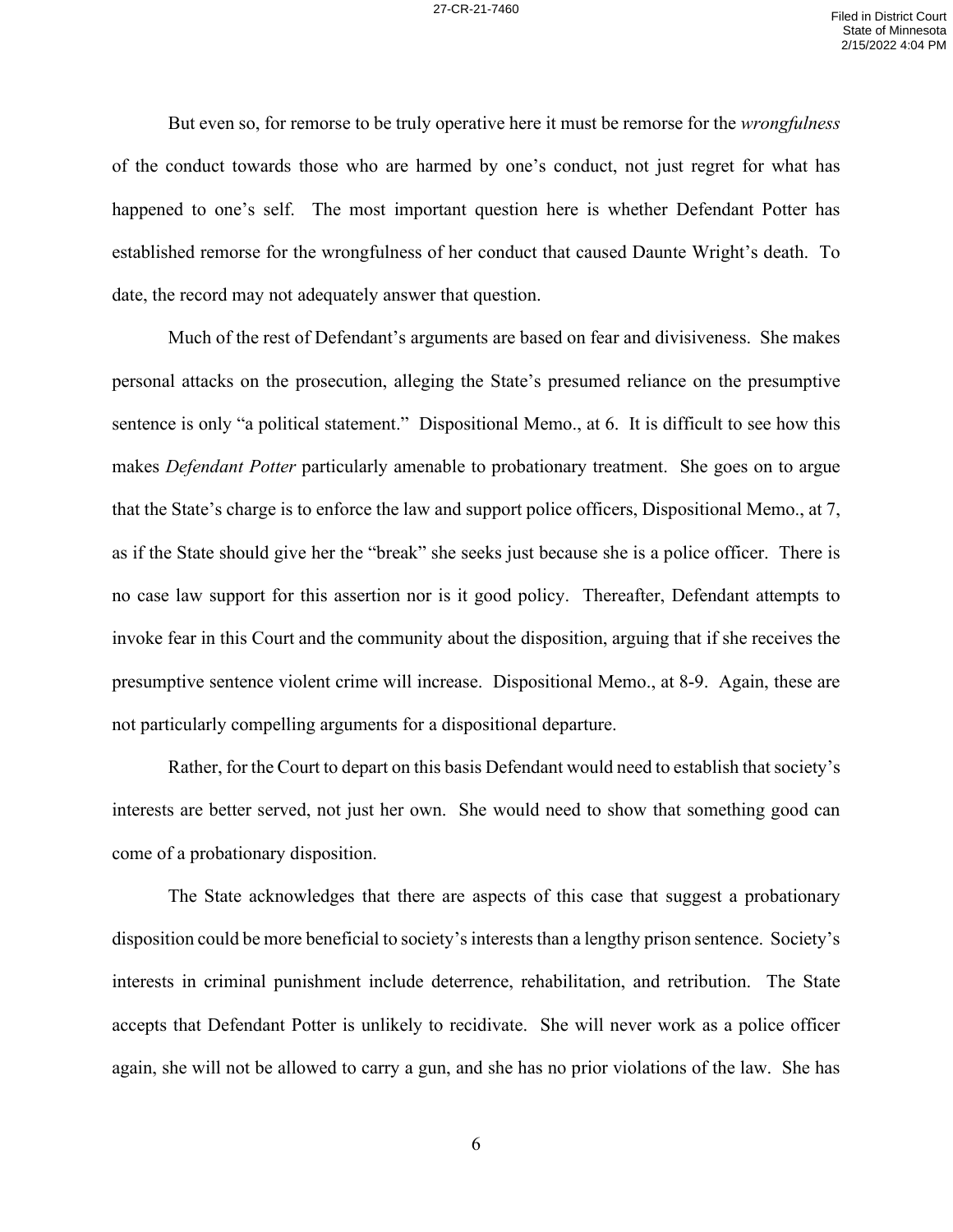But even so, for remorse to be truly operative here it must be remorse for the *wrongfulness* of the conduct towards those who are harmed by one's conduct, not just regret for what has happened to one's self. The most important question here is whether Defendant Potter has established remorse for the wrongfulness of her conduct that caused Daunte Wright's death. To date, the record may not adequately answer that question.

Much of the rest of Defendant's arguments are based on fear and divisiveness. She makes personal attacks on the prosecution, alleging the State's presumed reliance on the presumptive sentence is only "a political statement." Dispositional Memo., at 6. It is difficult to see how this makes *Defendant Potter* particularly amenable to probationary treatment. She goes on to argue that the State's charge is to enforce the law and support police officers, Dispositional Memo., at 7, as if the State should give her the "break" she seeks just because she is a police officer. There is no case law support for this assertion nor is it good policy. Thereafter, Defendant attempts to invoke fear in this Court and the community about the disposition, arguing that if she receives the presumptive sentence violent crime will increase. Dispositional Memo., at 8-9. Again, these are not particularly compelling arguments for a dispositional departure.

Rather, for the Court to depart on this basis Defendant would need to establish that society's interests are better served, not just her own. She would need to show that something good can come of a probationary disposition.

The State acknowledges that there are aspects of this case that suggest a probationary disposition could be more beneficial to society's interests than a lengthy prison sentence. Society's interests in criminal punishment include deterrence, rehabilitation, and retribution. The State accepts that Defendant Potter is unlikely to recidivate. She will never work as a police officer again, she will not be allowed to carry a gun, and she has no prior violations of the law. She has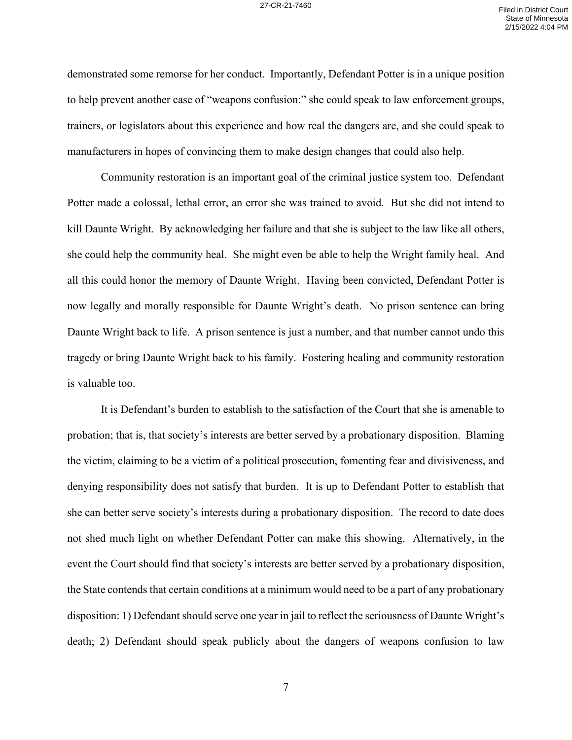demonstrated some remorse for her conduct. Importantly, Defendant Potter is in a unique position to help prevent another case of "weapons confusion:" she could speak to law enforcement groups, trainers, or legislators about this experience and how real the dangers are, and she could speak to manufacturers in hopes of convincing them to make design changes that could also help.

Community restoration is an important goal of the criminal justice system too. Defendant Potter made a colossal, lethal error, an error she was trained to avoid. But she did not intend to kill Daunte Wright. By acknowledging her failure and that she is subject to the law like all others, she could help the community heal. She might even be able to help the Wright family heal. And all this could honor the memory of Daunte Wright. Having been convicted, Defendant Potter is now legally and morally responsible for Daunte Wright's death. No prison sentence can bring Daunte Wright back to life. A prison sentence is just a number, and that number cannot undo this tragedy or bring Daunte Wright back to his family. Fostering healing and community restoration is valuable too.

It is Defendant's burden to establish to the satisfaction of the Court that she is amenable to probation; that is, that society's interests are better served by a probationary disposition. Blaming the victim, claiming to be a victim of a political prosecution, fomenting fear and divisiveness, and denying responsibility does not satisfy that burden. It is up to Defendant Potter to establish that she can better serve society's interests during a probationary disposition. The record to date does not shed much light on whether Defendant Potter can make this showing. Alternatively, in the event the Court should find that society's interests are better served by a probationary disposition, the State contends that certain conditions at a minimum would need to be a part of any probationary disposition: 1) Defendant should serve one year in jail to reflect the seriousness of Daunte Wright's death; 2) Defendant should speak publicly about the dangers of weapons confusion to law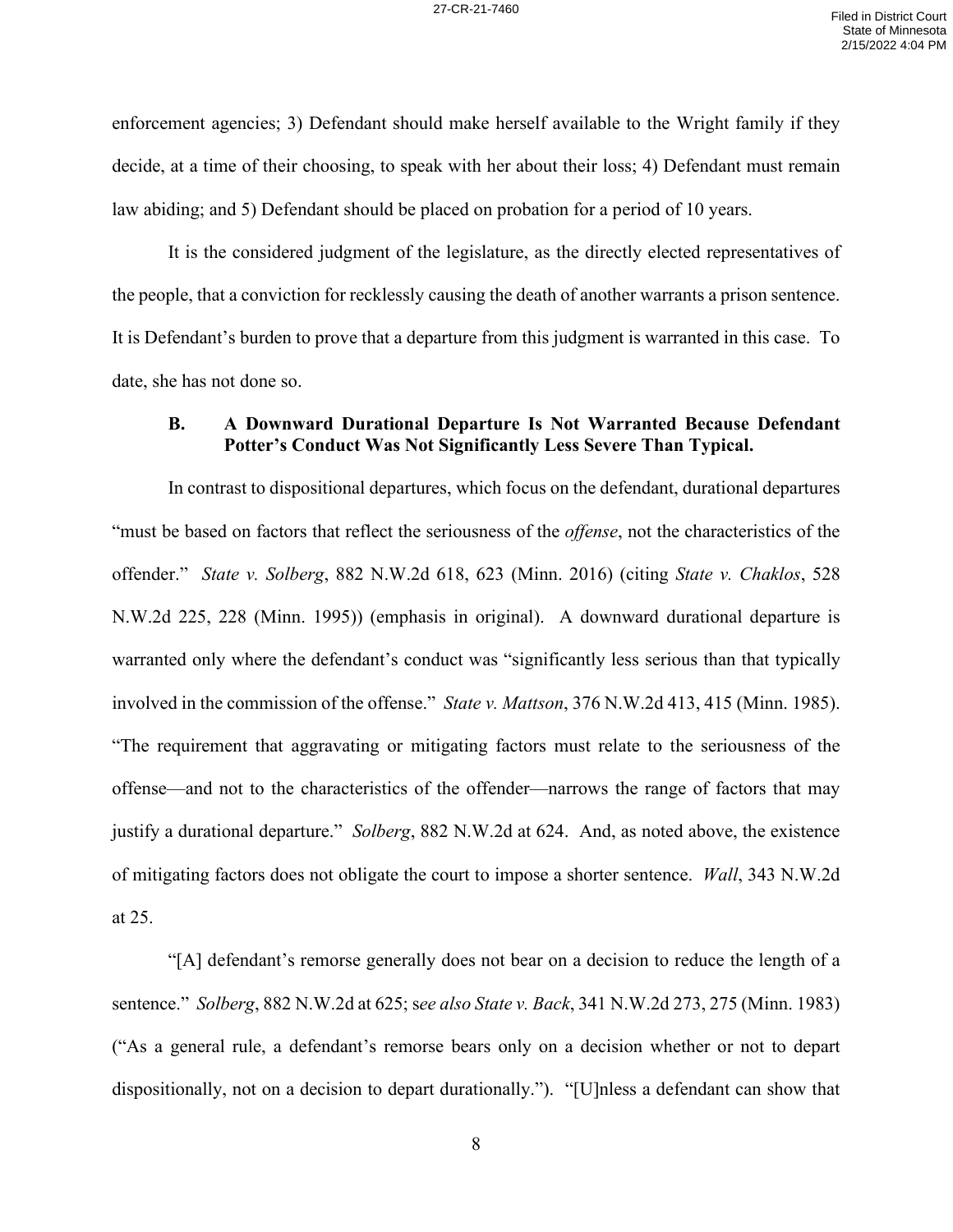enforcement agencies; 3) Defendant should make herself available to the Wright family if they decide, at a time of their choosing, to speak with her about their loss; 4) Defendant must remain law abiding; and 5) Defendant should be placed on probation for a period of 10 years.

It is the considered judgment of the legislature, as the directly elected representatives of the people, that a conviction for recklessly causing the death of another warrants a prison sentence. It is Defendant's burden to prove that a departure from this judgment is warranted in this case. To date, she has not done so.

### B. A Downward Durational Departure Is Not Warranted Because Defendant Potter's Conduct Was Not Significantly Less Severe Than Typical.

In contrast to dispositional departures, which focus on the defendant, durational departures "must be based on factors that reflect the seriousness of the *offense*, not the characteristics of the offender." *State v. Solberg*, 882 N.W.2d 618, 623 (Minn. 2016) (citing *State v. Chaklos*, 528 N.W.2d 225, 228 (Minn. 1995)) (emphasis in original). A downward durational departure is warranted only where the defendant's conduct was "significantly less serious than that typically involved in the commission of the offense." *State v. Mattson*, 376 N.W.2d 413, 415 (Minn. 1985). "The requirement that aggravating or mitigating factors must relate to the seriousness of the offense—and not to the characteristics of the offender—narrows the range of factors that may justify a durational departure." *Solberg*, 882 N.W.2d at 624. And, as noted above, the existence of mitigating factors does not obligate the court to impose a shorter sentence. *Wall*, 343 N.W.2d at 25.

"[A] defendant's remorse generally does not bear on a decision to reduce the length of a sentence." *Solberg*, 882 N.W.2d at 625; s*ee also State v. Back*, 341 N.W.2d 273, 275 (Minn. 1983) ("As a general rule, a defendant's remorse bears only on a decision whether or not to depart dispositionally, not on a decision to depart durationally."). "[U]nless a defendant can show that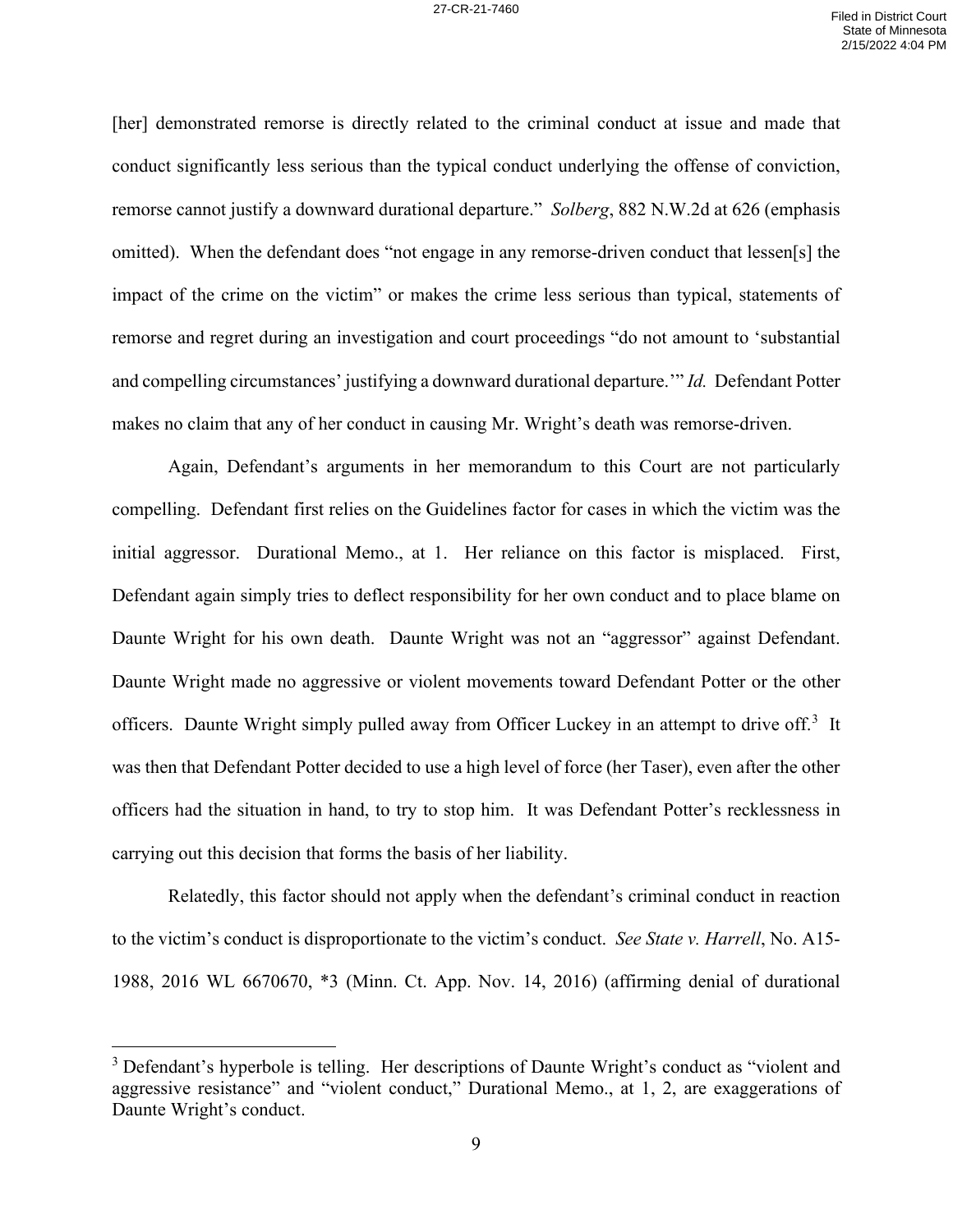[her] demonstrated remorse is directly related to the criminal conduct at issue and made that conduct significantly less serious than the typical conduct underlying the offense of conviction, remorse cannot justify a downward durational departure." *Solberg*, 882 N.W.2d at 626 (emphasis omitted). When the defendant does "not engage in any remorse-driven conduct that lessen[s] the impact of the crime on the victim" or makes the crime less serious than typical, statements of remorse and regret during an investigation and court proceedings "do not amount to 'substantial and compelling circumstances' justifying a downward durational departure.'" *Id.* Defendant Potter makes no claim that any of her conduct in causing Mr. Wright's death was remorse-driven.

Again, Defendant's arguments in her memorandum to this Court are not particularly compelling. Defendant first relies on the Guidelines factor for cases in which the victim was the initial aggressor. Durational Memo., at 1. Her reliance on this factor is misplaced. First, Defendant again simply tries to deflect responsibility for her own conduct and to place blame on Daunte Wright for his own death. Daunte Wright was not an "aggressor" against Defendant. Daunte Wright made no aggressive or violent movements toward Defendant Potter or the other officers. Daunte Wright simply pulled away from Officer Luckey in an attempt to drive off.[3] It was then that Defendant Potter decided to use a high level of force (her Taser), even after the other officers had the situation in hand, to try to stop him. It was Defendant Potter's recklessness in carrying out this decision that forms the basis of her liability.

Relatedly, this factor should not apply when the defendant's criminal conduct in reaction to the victim's conduct is disproportionate to the victim's conduct. *See State v. Harrell*, No. A15-1988, 2016 WL 6670670, *3 (Minn. Ct. App. Nov. 14, 2016) (affirming denial of durational

[3] Defendant's hyperbole is telling. Her descriptions of Daunte Wright's conduct as "violent and aggressive resistance" and "violent conduct," Durational Memo., at 1, 2, are exaggerations of Daunte Wright's conduct.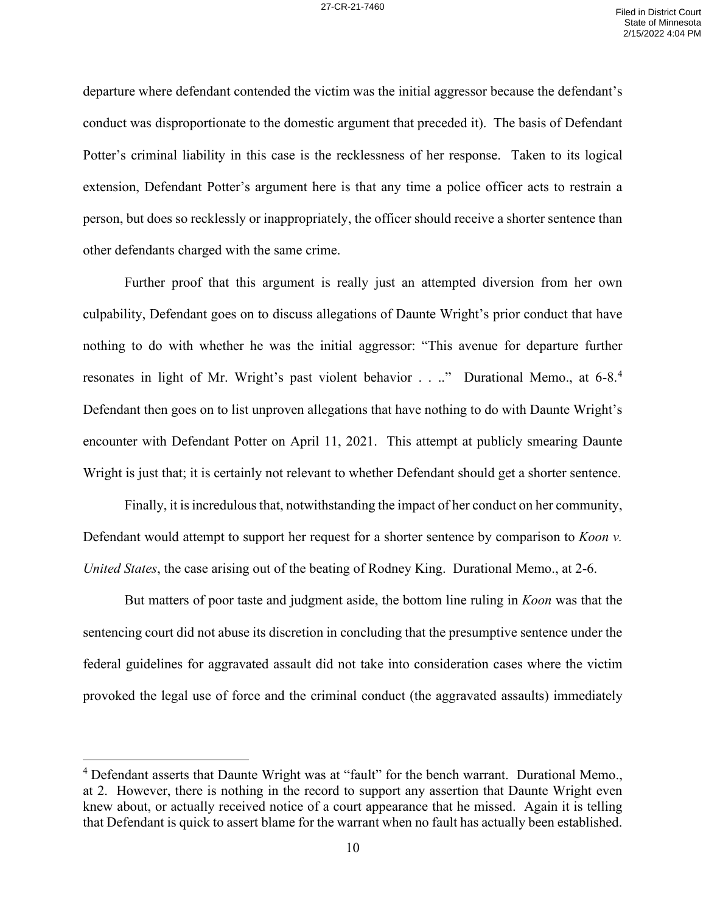departure where defendant contended the victim was the initial aggressor because the defendant's conduct was disproportionate to the domestic argument that preceded it). The basis of Defendant Potter's criminal liability in this case is the recklessness of her response. Taken to its logical extension, Defendant Potter's argument here is that any time a police officer acts to restrain a person, but does so recklessly or inappropriately, the officer should receive a shorter sentence than other defendants charged with the same crime.

Further proof that this argument is really just an attempted diversion from her own culpability, Defendant goes on to discuss allegations of Daunte Wright's prior conduct that have nothing to do with whether he was the initial aggressor: "This avenue for departure further resonates in light of Mr. Wright's past violent behavior . . .." Durational Memo., at 6-8.[4] Defendant then goes on to list unproven allegations that have nothing to do with Daunte Wright's encounter with Defendant Potter on April 11, 2021. This attempt at publicly smearing Daunte Wright is just that; it is certainly not relevant to whether Defendant should get a shorter sentence.

Finally, it is incredulous that, notwithstanding the impact of her conduct on her community, Defendant would attempt to support her request for a shorter sentence by comparison to *Koon v. United States*, the case arising out of the beating of Rodney King. Durational Memo., at 2-6.

But matters of poor taste and judgment aside, the bottom line ruling in *Koon* was that the sentencing court did not abuse its discretion in concluding that the presumptive sentence under the federal guidelines for aggravated assault did not take into consideration cases where the victim provoked the legal use of force and the criminal conduct (the aggravated assaults) immediately

[4] Defendant asserts that Daunte Wright was at "fault" for the bench warrant. Durational Memo., at 2. However, there is nothing in the record to support any assertion that Daunte Wright even knew about, or actually received notice of a court appearance that he missed. Again it is telling that Defendant is quick to assert blame for the warrant when no fault has actually been established.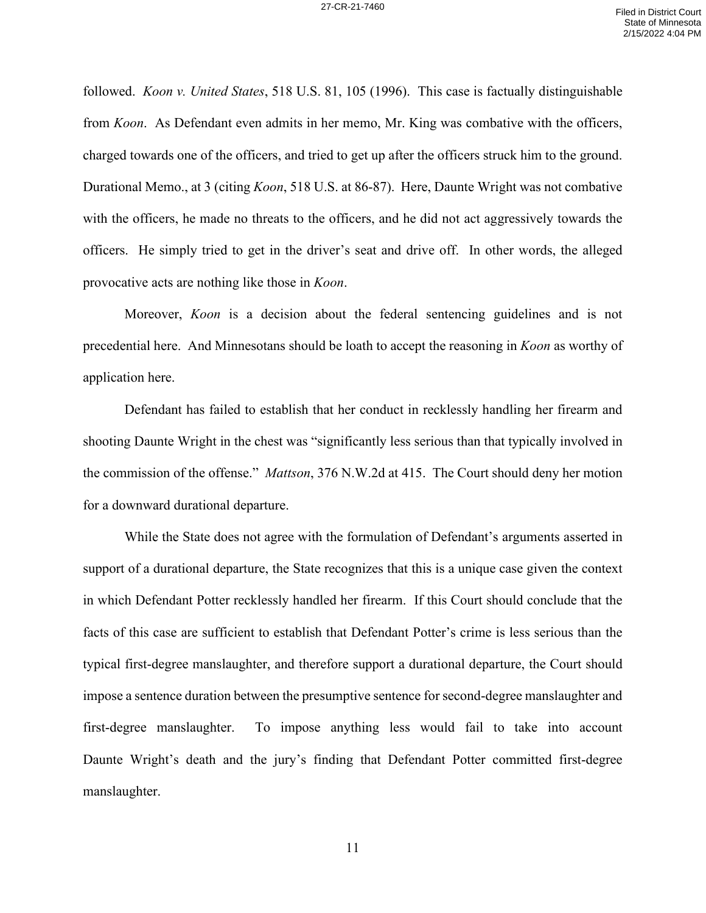followed. *Koon v. United States*, 518 U.S. 81, 105 (1996). This case is factually distinguishable from *Koon*. As Defendant even admits in her memo, Mr. King was combative with the officers, charged towards one of the officers, and tried to get up after the officers struck him to the ground. Durational Memo., at 3 (citing *Koon*, 518 U.S. at 86-87). Here, Daunte Wright was not combative with the officers, he made no threats to the officers, and he did not act aggressively towards the officers. He simply tried to get in the driver's seat and drive off. In other words, the alleged provocative acts are nothing like those in *Koon*.

Moreover, *Koon* is a decision about the federal sentencing guidelines and is not precedential here. And Minnesotans should be loath to accept the reasoning in *Koon* as worthy of application here.

Defendant has failed to establish that her conduct in recklessly handling her firearm and shooting Daunte Wright in the chest was "significantly less serious than that typically involved in the commission of the offense." *Mattson*, 376 N.W.2d at 415. The Court should deny her motion for a downward durational departure.

While the State does not agree with the formulation of Defendant's arguments asserted in support of a durational departure, the State recognizes that this is a unique case given the context in which Defendant Potter recklessly handled her firearm. If this Court should conclude that the facts of this case are sufficient to establish that Defendant Potter's crime is less serious than the typical first-degree manslaughter, and therefore support a durational departure, the Court should impose a sentence duration between the presumptive sentence for second-degree manslaughter and first-degree manslaughter. To impose anything less would fail to take into account Daunte Wright's death and the jury's finding that Defendant Potter committed first-degree manslaughter.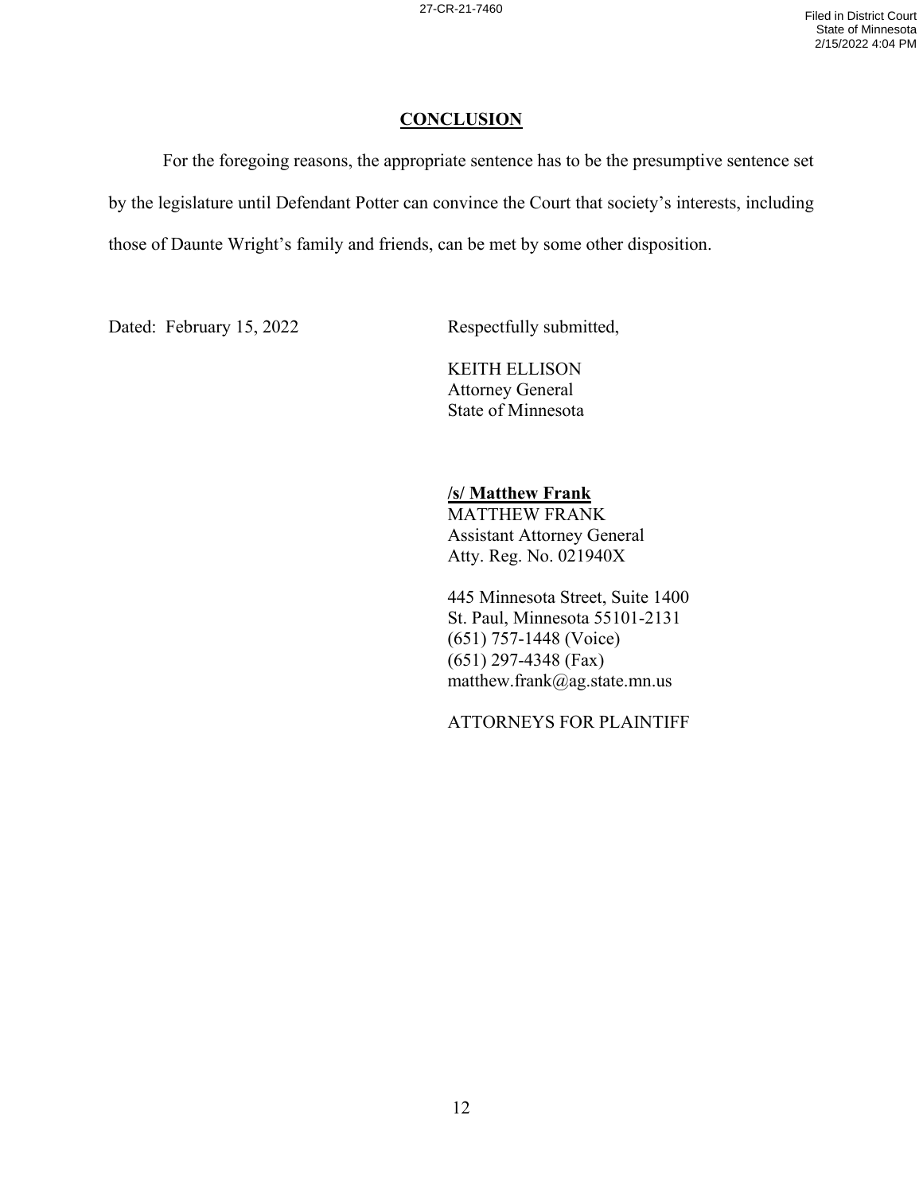## CONCLUSION

For the foregoing reasons, the appropriate sentence has to be the presumptive sentence set by the legislature until Defendant Potter can convince the Court that society's interests, including those of Daunte Wright's family and friends, can be met by some other disposition.

Dated: February 15, 2022

Respectfully submitted,

KEITH ELLISON
Attorney General
State of Minnesota

**/s/ Matthew Frank**
MATTHEW FRANK
Assistant Attorney General
Atty. Reg. No. 021940X

445 Minnesota Street, Suite 1400
St. Paul, Minnesota 55101-2131
(651) 757-1448 (Voice)
(651) 297-4348 (Fax)
matthew.frank@ag.state.mn.us

ATTORNEYS FOR PLAINTIFF